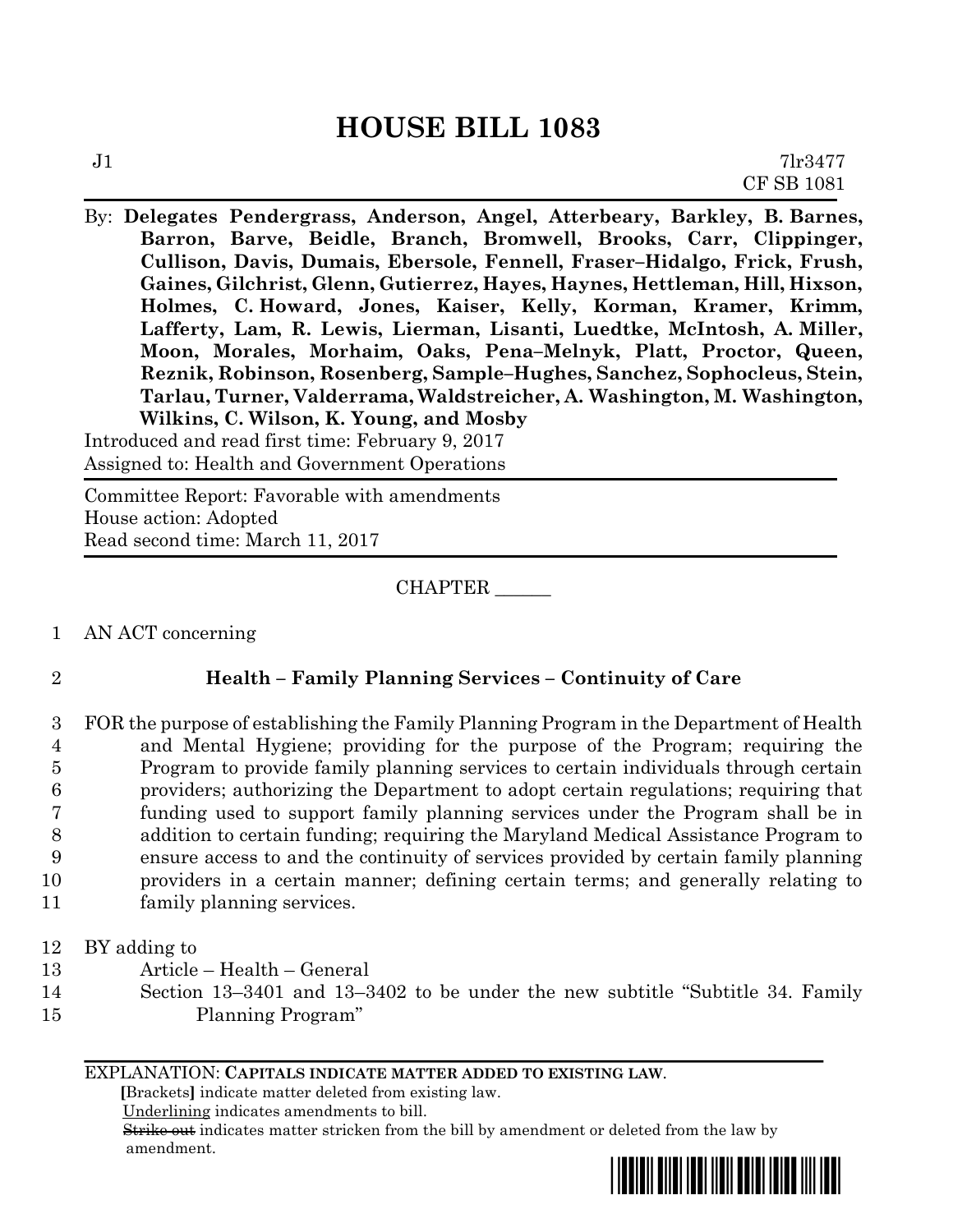# HOUSE BILL 1083

J1 7lr3477
CF SB 1081

By: **Delegates Pendergrass, Anderson, Angel, Atterbeary, Barkley, B. Barnes, Barron, Barve, Beidle, Branch, Bromwell, Brooks, Carr, Clippinger, Cullison, Davis, Dumais, Ebersole, Fennell, Fraser–Hidalgo, Frick, Frush, Gaines, Gilchrist, Glenn, Gutierrez, Hayes, Haynes, Hettleman, Hill, Hixson, Holmes, C. Howard, Jones, Kaiser, Kelly, Korman, Kramer, Krimm, Lafferty, Lam, R. Lewis, Lierman, Lisanti, Luedtke, McIntosh, A. Miller, Moon, Morales, Morhaim, Oaks, Pena–Melnyk, Platt, Proctor, Queen, Reznik, Robinson, Rosenberg, Sample–Hughes, Sanchez, Sophocleus, Stein, Tarlau, Turner, Valderrama, Waldstreicher, A. Washington, M. Washington, Wilkins, C. Wilson, K. Young, and Mosby**

Introduced and read first time: February 9, 2017
Assigned to: Health and Government Operations

Committee Report: Favorable with amendments
House action: Adopted
Read second time: March 11, 2017

CHAPTER ______

1 AN ACT concerning

2 **Health – Family Planning Services – Continuity of Care**

3 FOR the purpose of establishing the Family Planning Program in the Department of Health
4 and Mental Hygiene; providing for the purpose of the Program; requiring the
5 Program to provide family planning services to certain individuals through certain
6 providers; authorizing the Department to adopt certain regulations; requiring that
7 funding used to support family planning services under the Program shall be in
8 addition to certain funding; requiring the Maryland Medical Assistance Program to
9 ensure access to and the continuity of services provided by certain family planning
10 providers in a certain manner; defining certain terms; and generally relating to
11 family planning services.

12 BY adding to
13 Article – Health – General
14 Section 13–3401 and 13–3402 to be under the new subtitle "Subtitle 34. Family
15 Planning Program"

EXPLANATION: **CAPITALS INDICATE MATTER ADDED TO EXISTING LAW.**
**[**Brackets**]** indicate matter deleted from existing law.
Underlining indicates amendments to bill.
~~Strike out~~ indicates matter stricken from the bill by amendment or deleted from the law by amendment.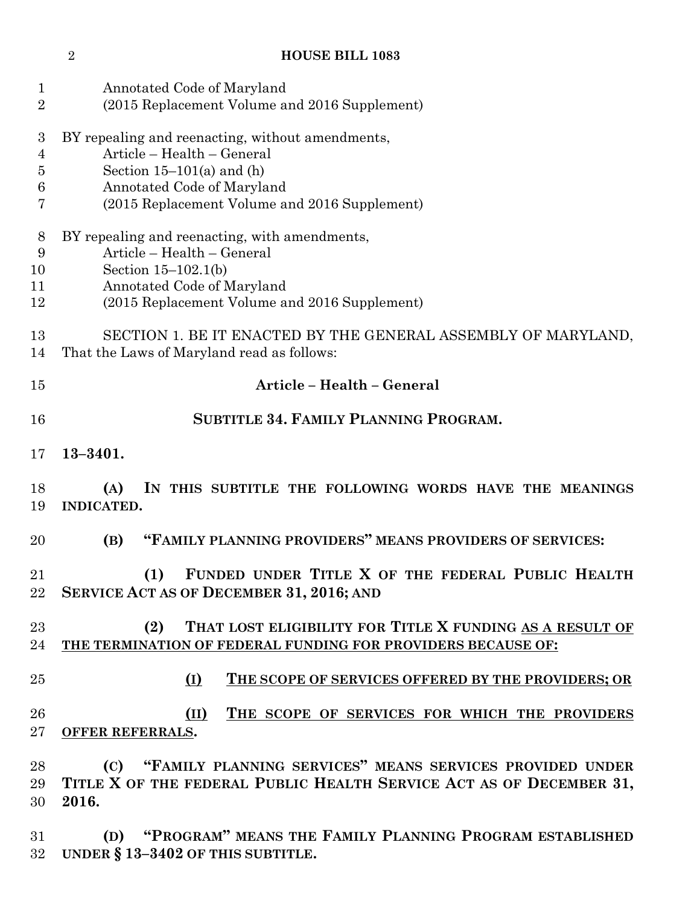Annotated Code of Maryland
(2015 Replacement Volume and 2016 Supplement)

BY repealing and reenacting, without amendments,
Article – Health – General
Section 15–101(a) and (h)
Annotated Code of Maryland
(2015 Replacement Volume and 2016 Supplement)

BY repealing and reenacting, with amendments,
Article – Health – General
Section 15–102.1(b)
Annotated Code of Maryland
(2015 Replacement Volume and 2016 Supplement)

SECTION 1. BE IT ENACTED BY THE GENERAL ASSEMBLY OF MARYLAND, That the Laws of Maryland read as follows:

## Article – Health – General

### SUBTITLE 34. FAMILY PLANNING PROGRAM.

**13–3401.**

**(A) IN THIS SUBTITLE THE FOLLOWING WORDS HAVE THE MEANINGS INDICATED.**

**(B) "FAMILY PLANNING PROVIDERS" MEANS PROVIDERS OF SERVICES:**

**(1) FUNDED UNDER TITLE X OF THE FEDERAL PUBLIC HEALTH SERVICE ACT AS OF DECEMBER 31, 2016; AND**

**(2) THAT LOST ELIGIBILITY FOR TITLE X FUNDING <u>AS A RESULT OF THE TERMINATION OF FEDERAL FUNDING FOR PROVIDERS BECAUSE OF:</u>**

**<u>(I) THE SCOPE OF SERVICES OFFERED BY THE PROVIDERS; OR</u>**

**<u>(II) THE SCOPE OF SERVICES FOR WHICH THE PROVIDERS OFFER REFERRALS</u>.**

**(C) "FAMILY PLANNING SERVICES" MEANS SERVICES PROVIDED UNDER TITLE X OF THE FEDERAL PUBLIC HEALTH SERVICE ACT AS OF DECEMBER 31, 2016.**

**(D) "PROGRAM" MEANS THE FAMILY PLANNING PROGRAM ESTABLISHED UNDER § 13–3402 OF THIS SUBTITLE.**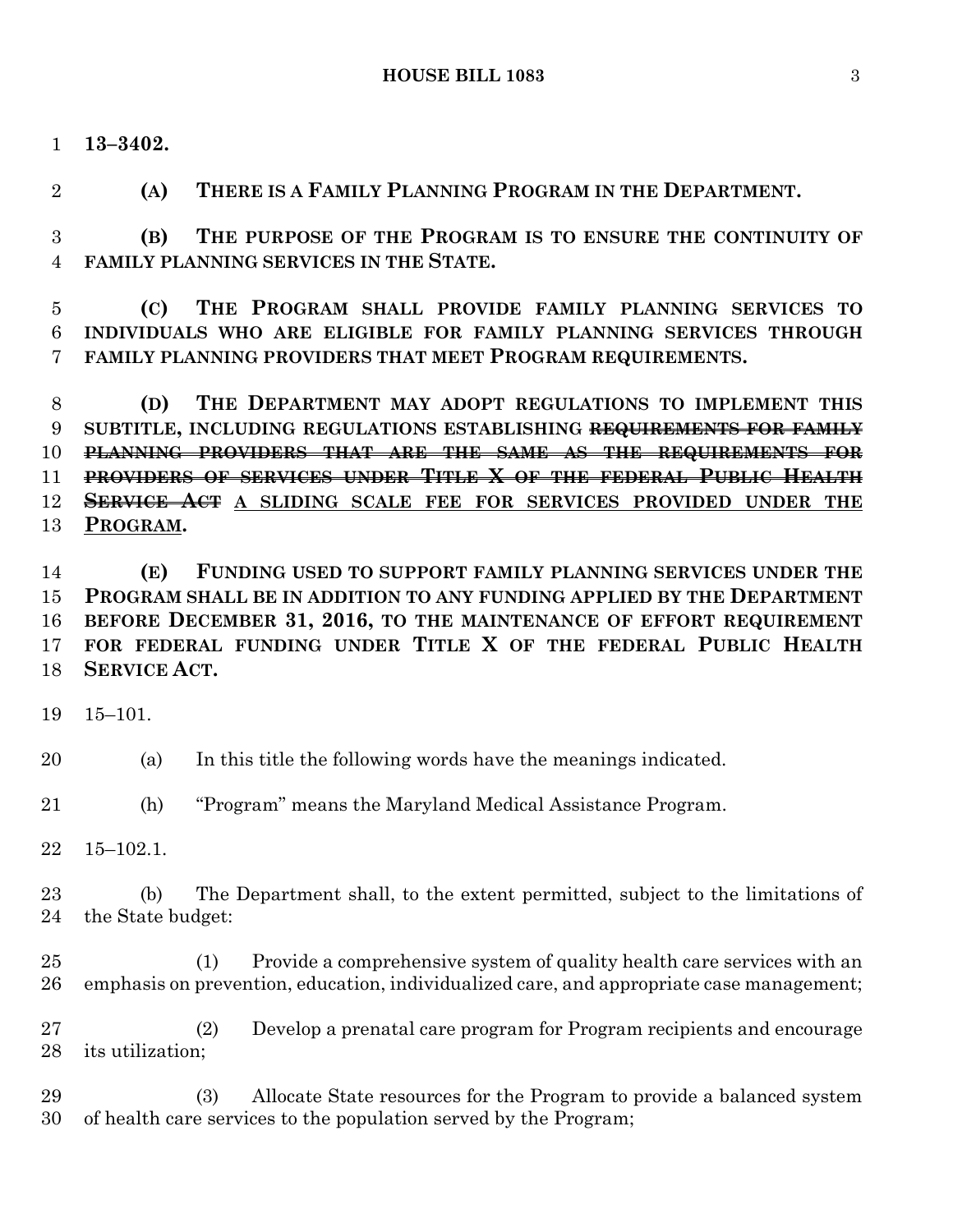**13–3402.**

**(A) THERE IS A FAMILY PLANNING PROGRAM IN THE DEPARTMENT.**

**(B) THE PURPOSE OF THE PROGRAM IS TO ENSURE THE CONTINUITY OF FAMILY PLANNING SERVICES IN THE STATE.**

**(C) THE PROGRAM SHALL PROVIDE FAMILY PLANNING SERVICES TO INDIVIDUALS WHO ARE ELIGIBLE FOR FAMILY PLANNING SERVICES THROUGH FAMILY PLANNING PROVIDERS THAT MEET PROGRAM REQUIREMENTS.**

**(D) THE DEPARTMENT MAY ADOPT REGULATIONS TO IMPLEMENT THIS SUBTITLE, INCLUDING REGULATIONS ESTABLISHING ~~REQUIREMENTS FOR FAMILY PLANNING PROVIDERS THAT ARE THE SAME AS THE REQUIREMENTS FOR PROVIDERS OF SERVICES UNDER TITLE X OF THE FEDERAL PUBLIC HEALTH SERVICE ACT~~ <u>A SLIDING SCALE FEE FOR SERVICES PROVIDED UNDER THE PROGRAM</u>.**

**(E) FUNDING USED TO SUPPORT FAMILY PLANNING SERVICES UNDER THE PROGRAM SHALL BE IN ADDITION TO ANY FUNDING APPLIED BY THE DEPARTMENT BEFORE DECEMBER 31, 2016, TO THE MAINTENANCE OF EFFORT REQUIREMENT FOR FEDERAL FUNDING UNDER TITLE X OF THE FEDERAL PUBLIC HEALTH SERVICE ACT.**

15–101.

(a) In this title the following words have the meanings indicated.

(h) "Program" means the Maryland Medical Assistance Program.

15–102.1.

(b) The Department shall, to the extent permitted, subject to the limitations of the State budget:

(1) Provide a comprehensive system of quality health care services with an emphasis on prevention, education, individualized care, and appropriate case management;

(2) Develop a prenatal care program for Program recipients and encourage its utilization;

(3) Allocate State resources for the Program to provide a balanced system of health care services to the population served by the Program;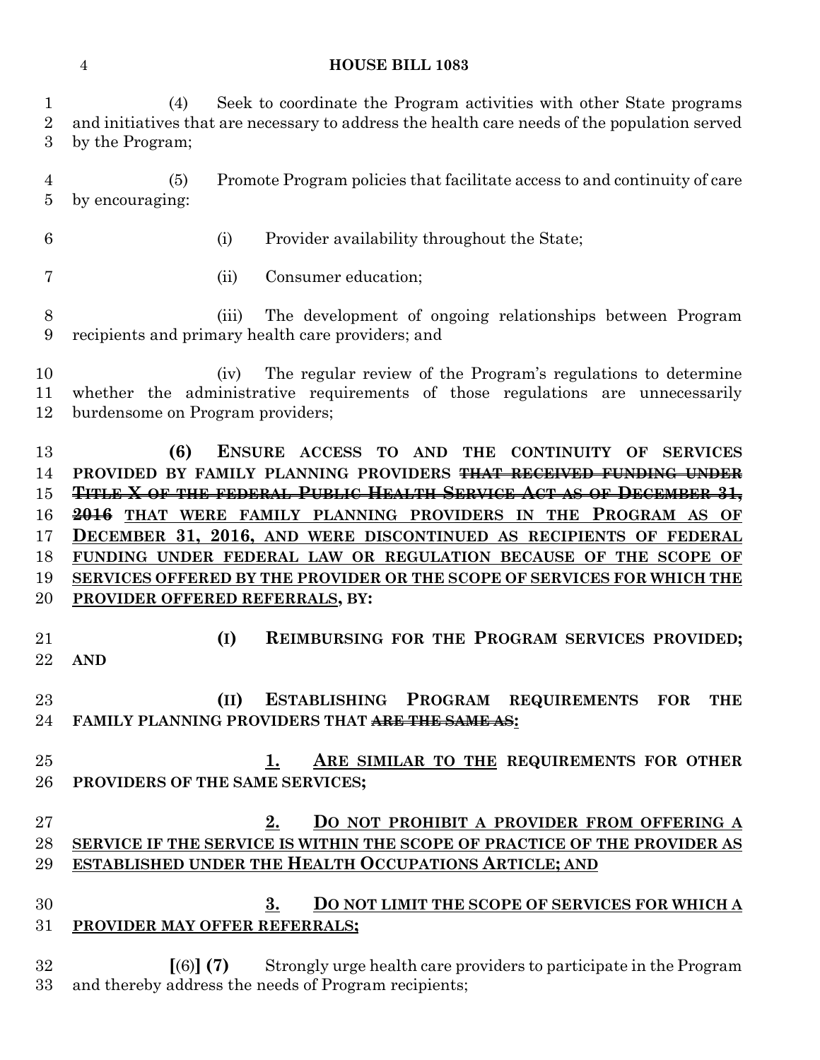(4) Seek to coordinate the Program activities with other State programs and initiatives that are necessary to address the health care needs of the population served by the Program;

(5) Promote Program policies that facilitate access to and continuity of care by encouraging:

(i) Provider availability throughout the State;

(ii) Consumer education;

(iii) The development of ongoing relationships between Program recipients and primary health care providers; and

(iv) The regular review of the Program's regulations to determine whether the administrative requirements of those regulations are unnecessarily burdensome on Program providers;

**(6) ENSURE ACCESS TO AND THE CONTINUITY OF SERVICES PROVIDED BY FAMILY PLANNING PROVIDERS ~~THAT RECEIVED FUNDING UNDER TITLE X OF THE FEDERAL PUBLIC HEALTH SERVICE ACT AS OF DECEMBER 31, 2016~~ THAT WERE FAMILY PLANNING PROVIDERS IN THE PROGRAM AS OF DECEMBER 31, 2016, AND WERE DISCONTINUED AS RECIPIENTS OF FEDERAL FUNDING UNDER FEDERAL LAW OR REGULATION BECAUSE OF THE SCOPE OF SERVICES OFFERED BY THE PROVIDER OR THE SCOPE OF SERVICES FOR WHICH THE PROVIDER OFFERED REFERRALS, BY:**

**(I) REIMBURSING FOR THE PROGRAM SERVICES PROVIDED; AND**

**(II) ESTABLISHING PROGRAM REQUIREMENTS FOR THE FAMILY PLANNING PROVIDERS THAT ~~ARE THE SAME AS~~:**

**1. ARE SIMILAR TO THE REQUIREMENTS FOR OTHER PROVIDERS OF THE SAME SERVICES;**

**2. DO NOT PROHIBIT A PROVIDER FROM OFFERING A SERVICE IF THE SERVICE IS WITHIN THE SCOPE OF PRACTICE OF THE PROVIDER AS ESTABLISHED UNDER THE HEALTH OCCUPATIONS ARTICLE; AND**

**3. DO NOT LIMIT THE SCOPE OF SERVICES FOR WHICH A PROVIDER MAY OFFER REFERRALS;**

[(6)] **(7)** Strongly urge health care providers to participate in the Program and thereby address the needs of Program recipients;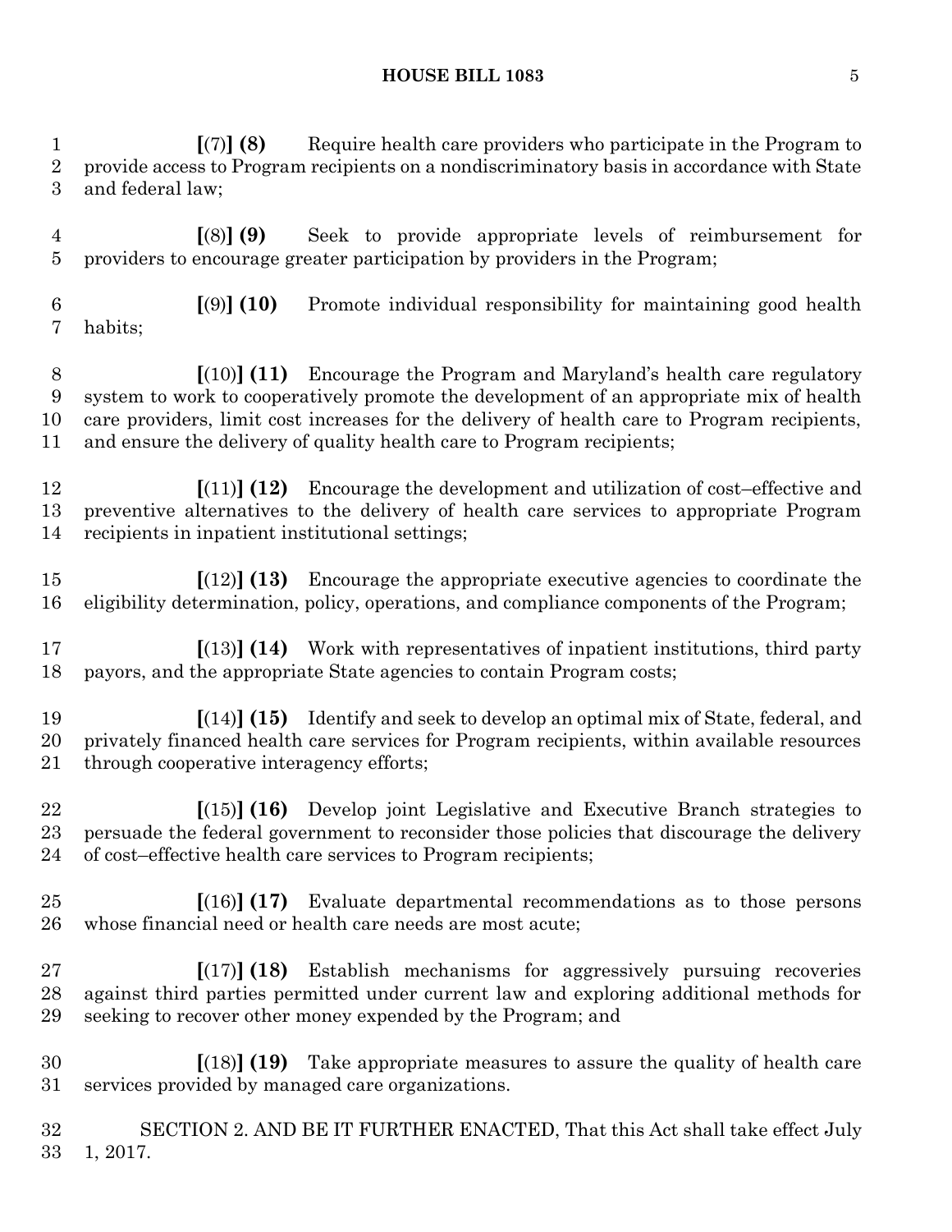**[**(7)**] (8)** Require health care providers who participate in the Program to provide access to Program recipients on a nondiscriminatory basis in accordance with State and federal law;

**[**(8)**] (9)** Seek to provide appropriate levels of reimbursement for providers to encourage greater participation by providers in the Program;

**[**(9)**] (10)** Promote individual responsibility for maintaining good health habits;

**[**(10)**] (11)** Encourage the Program and Maryland's health care regulatory system to work to cooperatively promote the development of an appropriate mix of health care providers, limit cost increases for the delivery of health care to Program recipients, and ensure the delivery of quality health care to Program recipients;

**[**(11)**] (12)** Encourage the development and utilization of cost–effective and preventive alternatives to the delivery of health care services to appropriate Program recipients in inpatient institutional settings;

**[**(12)**] (13)** Encourage the appropriate executive agencies to coordinate the eligibility determination, policy, operations, and compliance components of the Program;

**[**(13)**] (14)** Work with representatives of inpatient institutions, third party payors, and the appropriate State agencies to contain Program costs;

**[**(14)**] (15)** Identify and seek to develop an optimal mix of State, federal, and privately financed health care services for Program recipients, within available resources through cooperative interagency efforts;

**[**(15)**] (16)** Develop joint Legislative and Executive Branch strategies to persuade the federal government to reconsider those policies that discourage the delivery of cost–effective health care services to Program recipients;

**[**(16)**] (17)** Evaluate departmental recommendations as to those persons whose financial need or health care needs are most acute;

**[**(17)**] (18)** Establish mechanisms for aggressively pursuing recoveries against third parties permitted under current law and exploring additional methods for seeking to recover other money expended by the Program; and

**[**(18)**] (19)** Take appropriate measures to assure the quality of health care services provided by managed care organizations.

SECTION 2. AND BE IT FURTHER ENACTED, That this Act shall take effect July 1, 2017.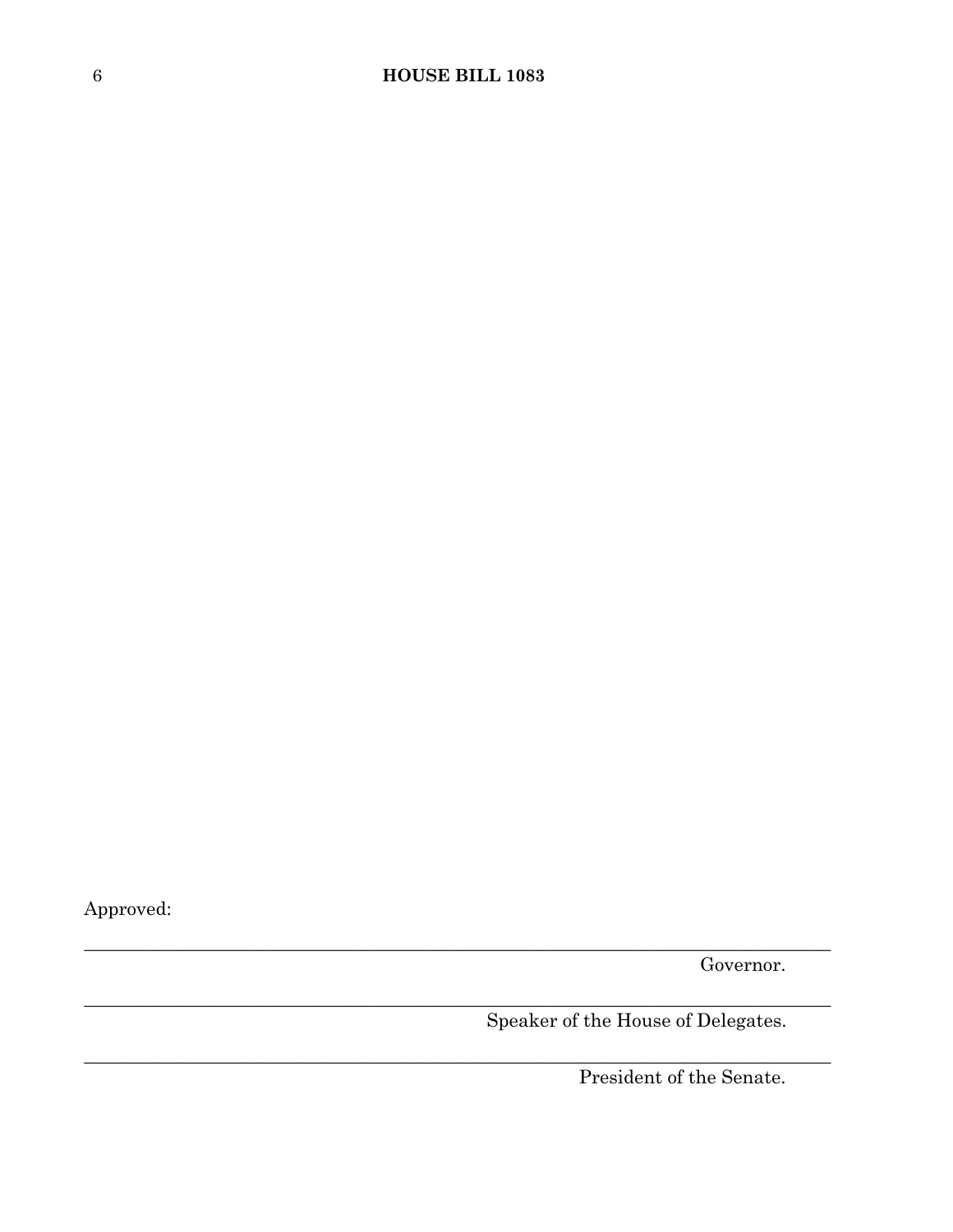Approved:

________________________________________________________________________________
Governor.

________________________________________________________________________________
Speaker of the House of Delegates.

________________________________________________________________________________
President of the Senate.